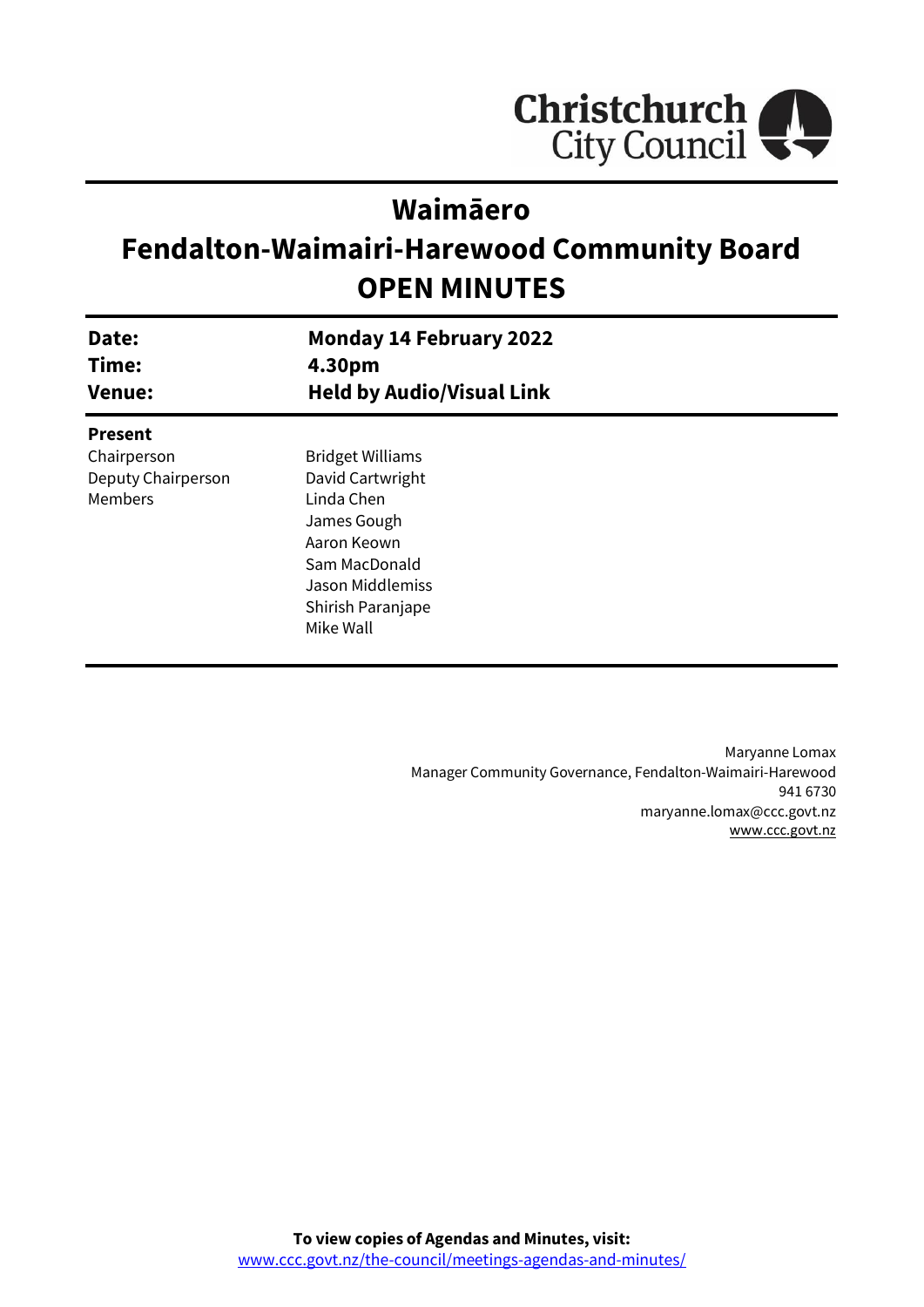Christchurch City Council

# Waimāero
# Fendalton-Waimairi-Harewood Community Board
# OPEN MINUTES

| | |
|---|---|
| **Date:** | **Monday 14 February 2022** |
| **Time:** | **4.30pm** |
| **Venue:** | **Held by Audio/Visual Link** |

**Present**

| | |
|---|---|
| Chairperson | Bridget Williams |
| Deputy Chairperson | David Cartwright |
| Members | Linda Chen |
| | James Gough |
| | Aaron Keown |
| | Sam MacDonald |
| | Jason Middlemiss |
| | Shirish Paranjape |
| | Mike Wall |

Maryanne Lomax
Manager Community Governance, Fendalton-Waimairi-Harewood
941 6730
maryanne.lomax@ccc.govt.nz
www.ccc.govt.nz

**To view copies of Agendas and Minutes, visit:**
www.ccc.govt.nz/the-council/meetings-agendas-and-minutes/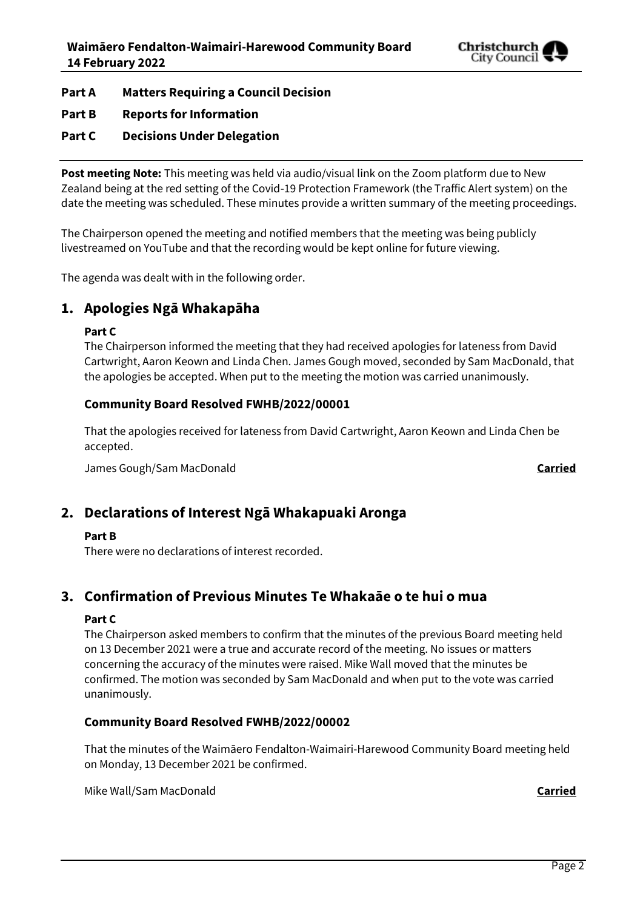**Part A Matters Requiring a Council Decision**

**Part B Reports for Information**

**Part C Decisions Under Delegation**

---

**Post meeting Note:** This meeting was held via audio/visual link on the Zoom platform due to New Zealand being at the red setting of the Covid-19 Protection Framework (the Traffic Alert system) on the date the meeting was scheduled. These minutes provide a written summary of the meeting proceedings.

The Chairperson opened the meeting and notified members that the meeting was being publicly livestreamed on YouTube and that the recording would be kept online for future viewing.

The agenda was dealt with in the following order.

## 1. Apologies Ngā Whakapāha

**Part C**

The Chairperson informed the meeting that they had received apologies for lateness from David Cartwright, Aaron Keown and Linda Chen. James Gough moved, seconded by Sam MacDonald, that the apologies be accepted. When put to the meeting the motion was carried unanimously.

### Community Board Resolved FWHB/2022/00001

That the apologies received for lateness from David Cartwright, Aaron Keown and Linda Chen be accepted.

James Gough/Sam MacDonald **Carried**

## 2. Declarations of Interest Ngā Whakapuaki Aronga

**Part B**

There were no declarations of interest recorded.

## 3. Confirmation of Previous Minutes Te Whakaāe o te hui o mua

**Part C**

The Chairperson asked members to confirm that the minutes of the previous Board meeting held on 13 December 2021 were a true and accurate record of the meeting. No issues or matters concerning the accuracy of the minutes were raised. Mike Wall moved that the minutes be confirmed. The motion was seconded by Sam MacDonald and when put to the vote was carried unanimously.

### Community Board Resolved FWHB/2022/00002

That the minutes of the Waimāero Fendalton-Waimairi-Harewood Community Board meeting held on Monday, 13 December 2021 be confirmed.

Mike Wall/Sam MacDonald **Carried**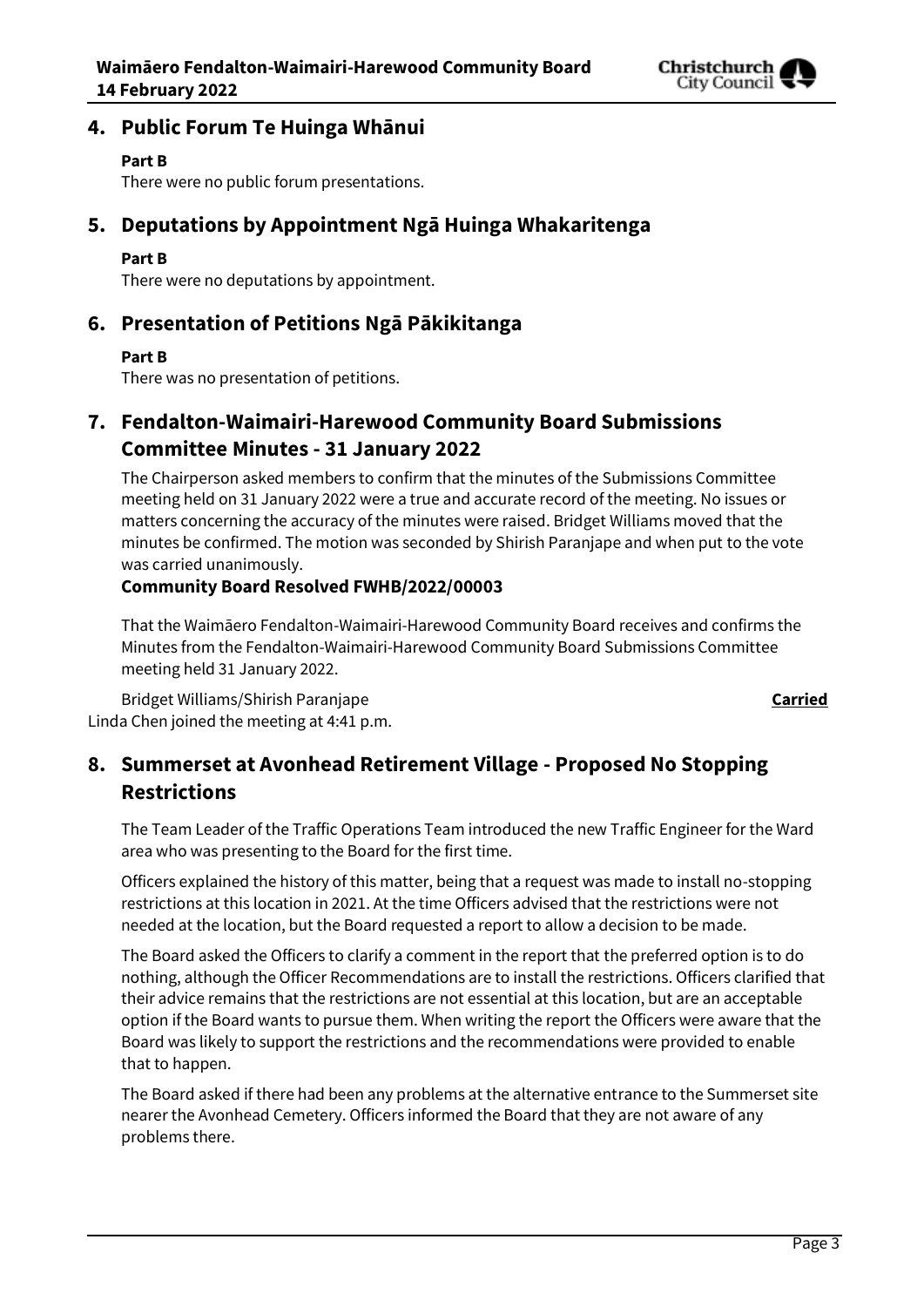## 4. Public Forum Te Huinga Whānui

**Part B**

There were no public forum presentations.

## 5. Deputations by Appointment Ngā Huinga Whakaritenga

**Part B**

There were no deputations by appointment.

## 6. Presentation of Petitions Ngā Pākikitanga

**Part B**

There was no presentation of petitions.

## 7. Fendalton-Waimairi-Harewood Community Board Submissions Committee Minutes - 31 January 2022

The Chairperson asked members to confirm that the minutes of the Submissions Committee meeting held on 31 January 2022 were a true and accurate record of the meeting. No issues or matters concerning the accuracy of the minutes were raised. Bridget Williams moved that the minutes be confirmed. The motion was seconded by Shirish Paranjape and when put to the vote was carried unanimously.

**Community Board Resolved FWHB/2022/00003**

That the Waimāero Fendalton-Waimairi-Harewood Community Board receives and confirms the Minutes from the Fendalton-Waimairi-Harewood Community Board Submissions Committee meeting held 31 January 2022.

Bridget Williams/Shirish Paranjape **Carried**

Linda Chen joined the meeting at 4:41 p.m.

## 8. Summerset at Avonhead Retirement Village - Proposed No Stopping Restrictions

The Team Leader of the Traffic Operations Team introduced the new Traffic Engineer for the Ward area who was presenting to the Board for the first time.

Officers explained the history of this matter, being that a request was made to install no-stopping restrictions at this location in 2021. At the time Officers advised that the restrictions were not needed at the location, but the Board requested a report to allow a decision to be made.

The Board asked the Officers to clarify a comment in the report that the preferred option is to do nothing, although the Officer Recommendations are to install the restrictions. Officers clarified that their advice remains that the restrictions are not essential at this location, but are an acceptable option if the Board wants to pursue them. When writing the report the Officers were aware that the Board was likely to support the restrictions and the recommendations were provided to enable that to happen.

The Board asked if there had been any problems at the alternative entrance to the Summerset site nearer the Avonhead Cemetery. Officers informed the Board that they are not aware of any problems there.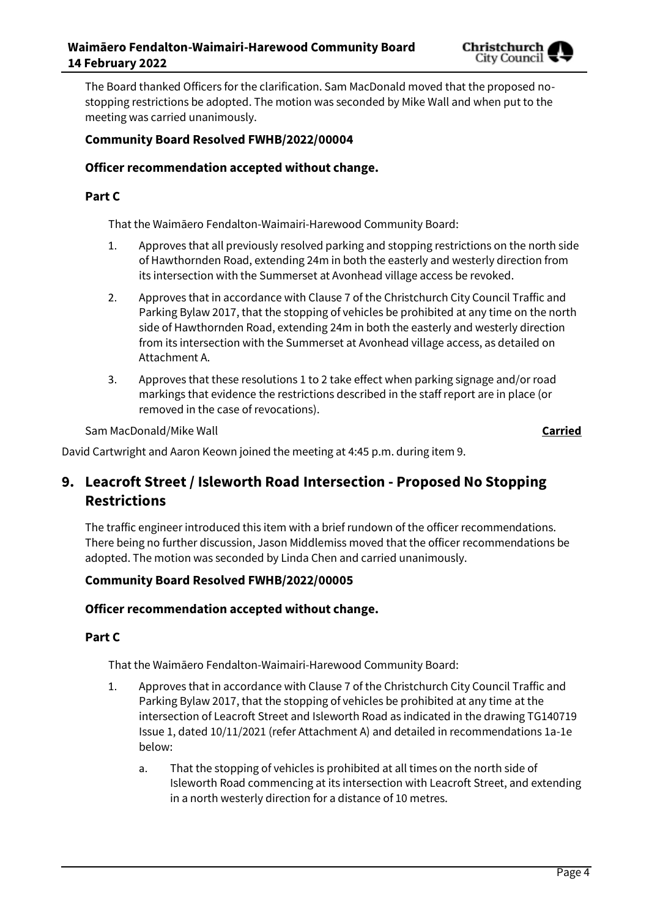The Board thanked Officers for the clarification. Sam MacDonald moved that the proposed no-stopping restrictions be adopted. The motion was seconded by Mike Wall and when put to the meeting was carried unanimously.

**Community Board Resolved FWHB/2022/00004**

**Officer recommendation accepted without change.**

**Part C**

That the Waimāero Fendalton-Waimairi-Harewood Community Board:

1. Approves that all previously resolved parking and stopping restrictions on the north side of Hawthornden Road, extending 24m in both the easterly and westerly direction from its intersection with the Summerset at Avonhead village access be revoked.
2. Approves that in accordance with Clause 7 of the Christchurch City Council Traffic and Parking Bylaw 2017, that the stopping of vehicles be prohibited at any time on the north side of Hawthornden Road, extending 24m in both the easterly and westerly direction from its intersection with the Summerset at Avonhead village access, as detailed on Attachment A.
3. Approves that these resolutions 1 to 2 take effect when parking signage and/or road markings that evidence the restrictions described in the staff report are in place (or removed in the case of revocations).

Sam MacDonald/Mike Wall **Carried**

David Cartwright and Aaron Keown joined the meeting at 4:45 p.m. during item 9.

## 9. Leacroft Street / Isleworth Road Intersection - Proposed No Stopping Restrictions

The traffic engineer introduced this item with a brief rundown of the officer recommendations. There being no further discussion, Jason Middlemiss moved that the officer recommendations be adopted. The motion was seconded by Linda Chen and carried unanimously.

**Community Board Resolved FWHB/2022/00005**

**Officer recommendation accepted without change.**

**Part C**

That the Waimāero Fendalton-Waimairi-Harewood Community Board:

1. Approves that in accordance with Clause 7 of the Christchurch City Council Traffic and Parking Bylaw 2017, that the stopping of vehicles be prohibited at any time at the intersection of Leacroft Street and Isleworth Road as indicated in the drawing TG140719 Issue 1, dated 10/11/2021 (refer Attachment A) and detailed in recommendations 1a-1e below:
   a. That the stopping of vehicles is prohibited at all times on the north side of Isleworth Road commencing at its intersection with Leacroft Street, and extending in a north westerly direction for a distance of 10 metres.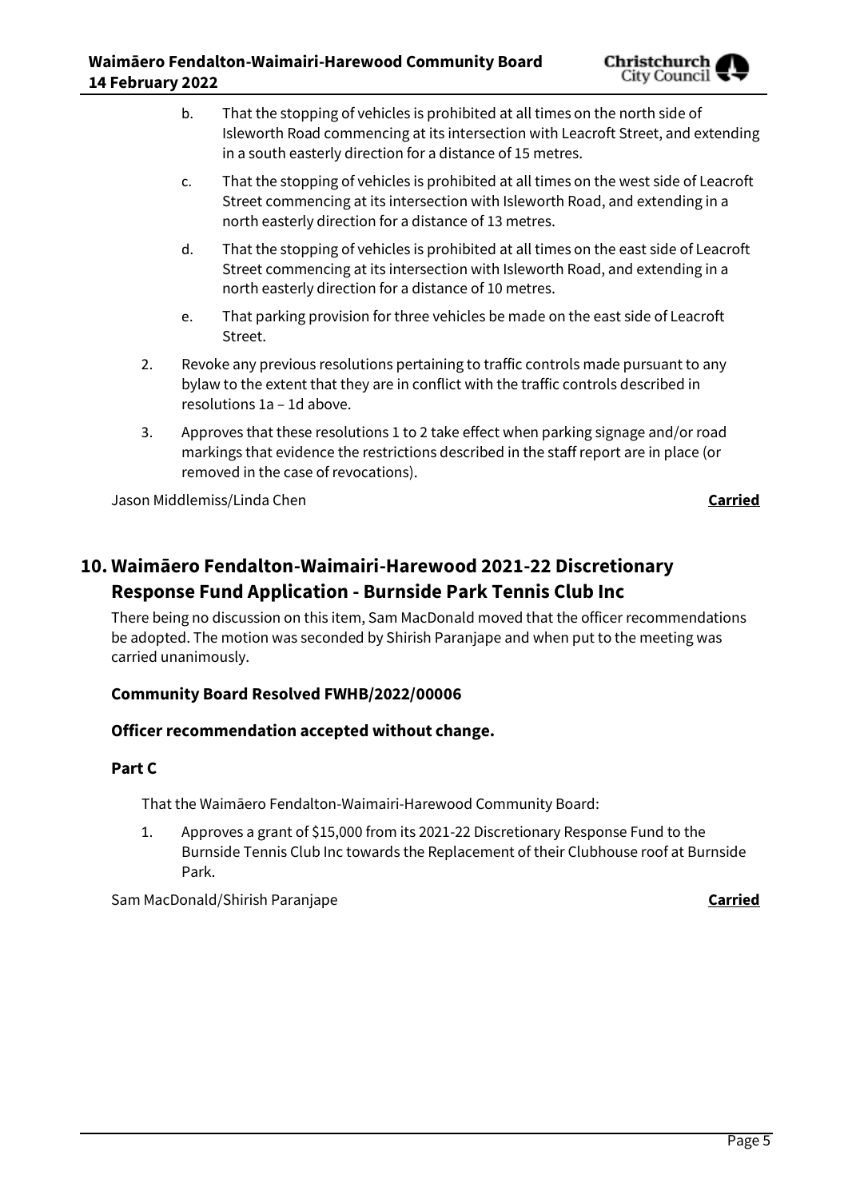b. That the stopping of vehicles is prohibited at all times on the north side of Isleworth Road commencing at its intersection with Leacroft Street, and extending in a south easterly direction for a distance of 15 metres.

c. That the stopping of vehicles is prohibited at all times on the west side of Leacroft Street commencing at its intersection with Isleworth Road, and extending in a north easterly direction for a distance of 13 metres.

d. That the stopping of vehicles is prohibited at all times on the east side of Leacroft Street commencing at its intersection with Isleworth Road, and extending in a north easterly direction for a distance of 10 metres.

e. That parking provision for three vehicles be made on the east side of Leacroft Street.

2. Revoke any previous resolutions pertaining to traffic controls made pursuant to any bylaw to the extent that they are in conflict with the traffic controls described in resolutions 1a – 1d above.

3. Approves that these resolutions 1 to 2 take effect when parking signage and/or road markings that evidence the restrictions described in the staff report are in place (or removed in the case of revocations).

Jason Middlemiss/Linda Chen **Carried**

# 10. Waimāero Fendalton-Waimairi-Harewood 2021-22 Discretionary Response Fund Application - Burnside Park Tennis Club Inc

There being no discussion on this item, Sam MacDonald moved that the officer recommendations be adopted. The motion was seconded by Shirish Paranjape and when put to the meeting was carried unanimously.

**Community Board Resolved FWHB/2022/00006**

**Officer recommendation accepted without change.**

**Part C**

That the Waimāero Fendalton-Waimairi-Harewood Community Board:

1. Approves a grant of $15,000 from its 2021-22 Discretionary Response Fund to the Burnside Tennis Club Inc towards the Replacement of their Clubhouse roof at Burnside Park.

Sam MacDonald/Shirish Paranjape **Carried**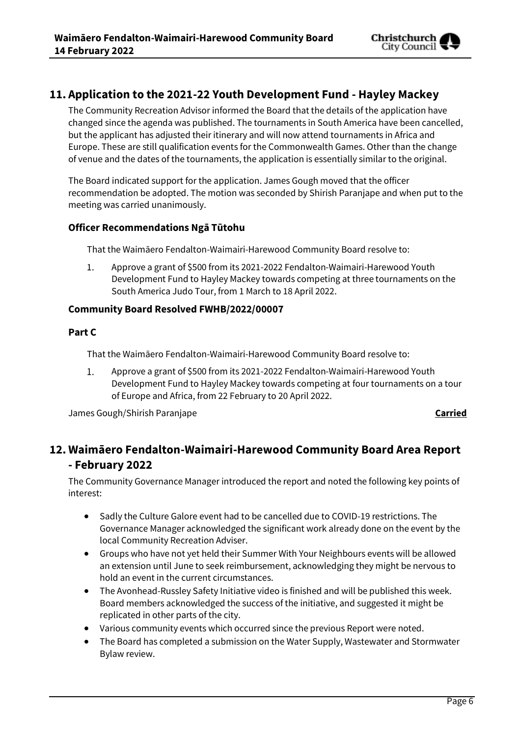## 11. Application to the 2021-22 Youth Development Fund - Hayley Mackey

The Community Recreation Advisor informed the Board that the details of the application have changed since the agenda was published. The tournaments in South America have been cancelled, but the applicant has adjusted their itinerary and will now attend tournaments in Africa and Europe. These are still qualification events for the Commonwealth Games. Other than the change of venue and the dates of the tournaments, the application is essentially similar to the original.

The Board indicated support for the application. James Gough moved that the officer recommendation be adopted. The motion was seconded by Shirish Paranjape and when put to the meeting was carried unanimously.

### Officer Recommendations Ngā Tūtohu

That the Waimāero Fendalton-Waimairi-Harewood Community Board resolve to:

1. Approve a grant of $500 from its 2021-2022 Fendalton-Waimairi-Harewood Youth Development Fund to Hayley Mackey towards competing at three tournaments on the South America Judo Tour, from 1 March to 18 April 2022.

### Community Board Resolved FWHB/2022/00007

### Part C

That the Waimāero Fendalton-Waimairi-Harewood Community Board resolve to:

1. Approve a grant of $500 from its 2021-2022 Fendalton-Waimairi-Harewood Youth Development Fund to Hayley Mackey towards competing at four tournaments on a tour of Europe and Africa, from 22 February to 20 April 2022.

James Gough/Shirish Paranjape **Carried**

## 12. Waimāero Fendalton-Waimairi-Harewood Community Board Area Report - February 2022

The Community Governance Manager introduced the report and noted the following key points of interest:

- Sadly the Culture Galore event had to be cancelled due to COVID-19 restrictions. The Governance Manager acknowledged the significant work already done on the event by the local Community Recreation Adviser.
- Groups who have not yet held their Summer With Your Neighbours events will be allowed an extension until June to seek reimbursement, acknowledging they might be nervous to hold an event in the current circumstances.
- The Avonhead-Russley Safety Initiative video is finished and will be published this week. Board members acknowledged the success of the initiative, and suggested it might be replicated in other parts of the city.
- Various community events which occurred since the previous Report were noted.
- The Board has completed a submission on the Water Supply, Wastewater and Stormwater Bylaw review.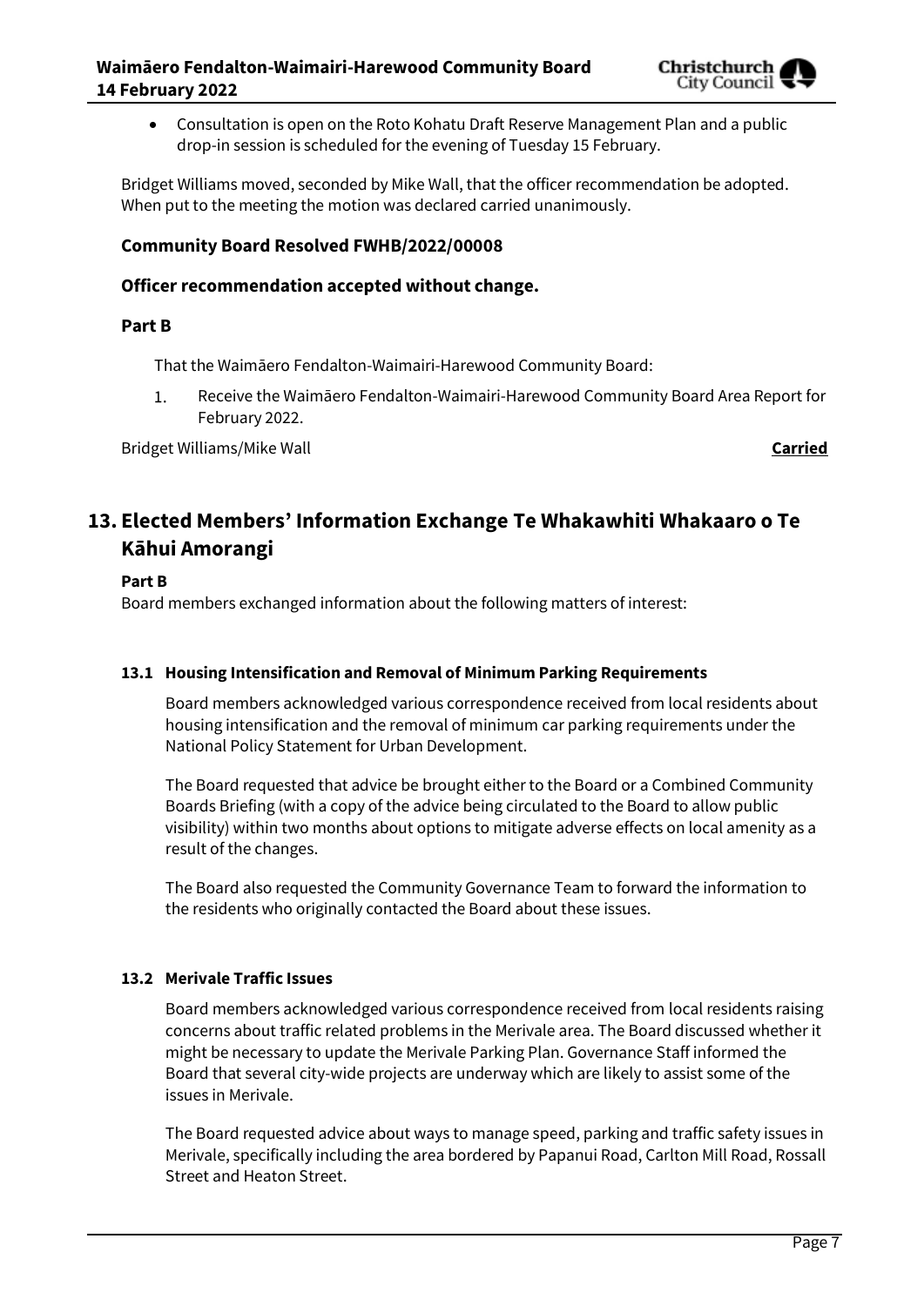- Consultation is open on the Roto Kohatu Draft Reserve Management Plan and a public drop-in session is scheduled for the evening of Tuesday 15 February.

Bridget Williams moved, seconded by Mike Wall, that the officer recommendation be adopted. When put to the meeting the motion was declared carried unanimously.

### Community Board Resolved FWHB/2022/00008

### Officer recommendation accepted without change.

### Part B

That the Waimāero Fendalton-Waimairi-Harewood Community Board:

1. Receive the Waimāero Fendalton-Waimairi-Harewood Community Board Area Report for February 2022.

Bridget Williams/Mike Wall **Carried**

## 13. Elected Members' Information Exchange Te Whakawhiti Whakaaro o Te Kāhui Amorangi

**Part B**

Board members exchanged information about the following matters of interest:

### 13.1 Housing Intensification and Removal of Minimum Parking Requirements

Board members acknowledged various correspondence received from local residents about housing intensification and the removal of minimum car parking requirements under the National Policy Statement for Urban Development.

The Board requested that advice be brought either to the Board or a Combined Community Boards Briefing (with a copy of the advice being circulated to the Board to allow public visibility) within two months about options to mitigate adverse effects on local amenity as a result of the changes.

The Board also requested the Community Governance Team to forward the information to the residents who originally contacted the Board about these issues.

### 13.2 Merivale Traffic Issues

Board members acknowledged various correspondence received from local residents raising concerns about traffic related problems in the Merivale area. The Board discussed whether it might be necessary to update the Merivale Parking Plan. Governance Staff informed the Board that several city-wide projects are underway which are likely to assist some of the issues in Merivale.

The Board requested advice about ways to manage speed, parking and traffic safety issues in Merivale, specifically including the area bordered by Papanui Road, Carlton Mill Road, Rossall Street and Heaton Street.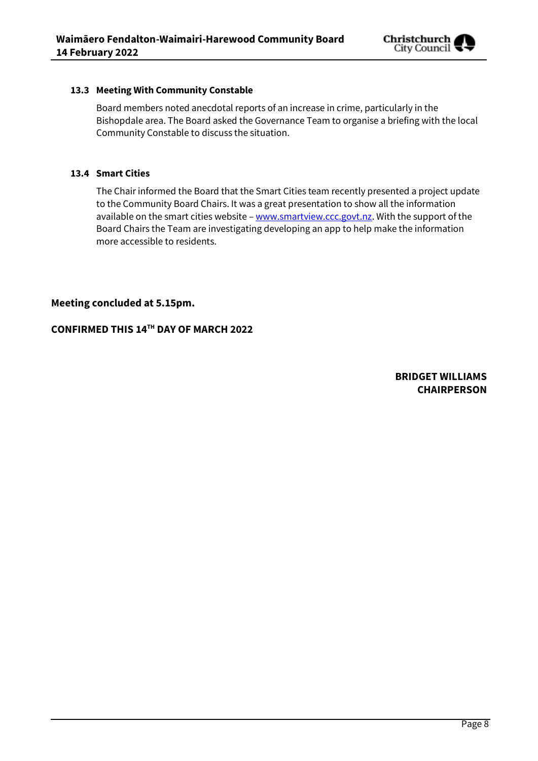### 13.3 Meeting With Community Constable

Board members noted anecdotal reports of an increase in crime, particularly in the Bishopdale area. The Board asked the Governance Team to organise a briefing with the local Community Constable to discuss the situation.

### 13.4 Smart Cities

The Chair informed the Board that the Smart Cities team recently presented a project update to the Community Board Chairs. It was a great presentation to show all the information available on the smart cities website – [www.smartview.ccc.govt.nz](www.smartview.ccc.govt.nz). With the support of the Board Chairs the Team are investigating developing an app to help make the information more accessible to residents.

**Meeting concluded at 5.15pm.**

**CONFIRMED THIS 14TH DAY OF MARCH 2022**

**BRIDGET WILLIAMS**
**CHAIRPERSON**